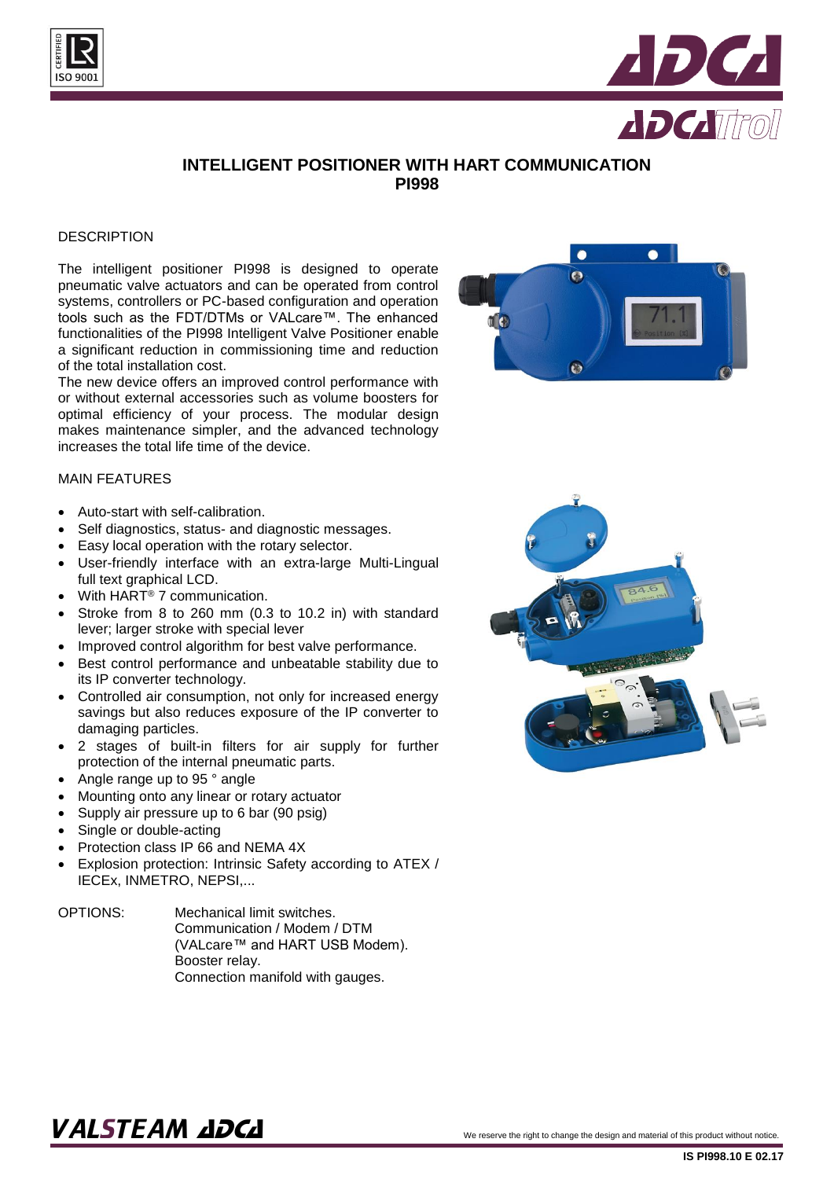# INTELLIGENT POSITIONER WITH HART COMMUNICATION
## PI998

### DESCRIPTION

The intelligent positioner PI998 is designed to operate pneumatic valve actuators and can be operated from control systems, controllers or PC-based configuration and operation tools such as the FDT/DTMs or VALcare™. The enhanced functionalities of the PI998 Intelligent Valve Positioner enable a significant reduction in commissioning time and reduction of the total installation cost.

The new device offers an improved control performance with or without external accessories such as volume boosters for optimal efficiency of your process. The modular design makes maintenance simpler, and the advanced technology increases the total life time of the device.

### MAIN FEATURES

- Auto-start with self-calibration.
- Self diagnostics, status- and diagnostic messages.
- Easy local operation with the rotary selector.
- User-friendly interface with an extra-large Multi-Lingual full text graphical LCD.
- With HART® 7 communication.
- Stroke from 8 to 260 mm (0.3 to 10.2 in) with standard lever; larger stroke with special lever
- Improved control algorithm for best valve performance.
- Best control performance and unbeatable stability due to its IP converter technology.
- Controlled air consumption, not only for increased energy savings but also reduces exposure of the IP converter to damaging particles.
- 2 stages of built-in filters for air supply for further protection of the internal pneumatic parts.
- Angle range up to 95 ° angle
- Mounting onto any linear or rotary actuator
- Supply air pressure up to 6 bar (90 psig)
- Single or double-acting
- Protection class IP 66 and NEMA 4X
- Explosion protection: Intrinsic Safety according to ATEX / IECEx, INMETRO, NEPSI,...

OPTIONS: Mechanical limit switches.
Communication / Modem / DTM (VALcare™ and HART USB Modem).
Booster relay.
Connection manifold with gauges.

We reserve the right to change the design and material of this product without notice.

IS PI998.10 E 02.17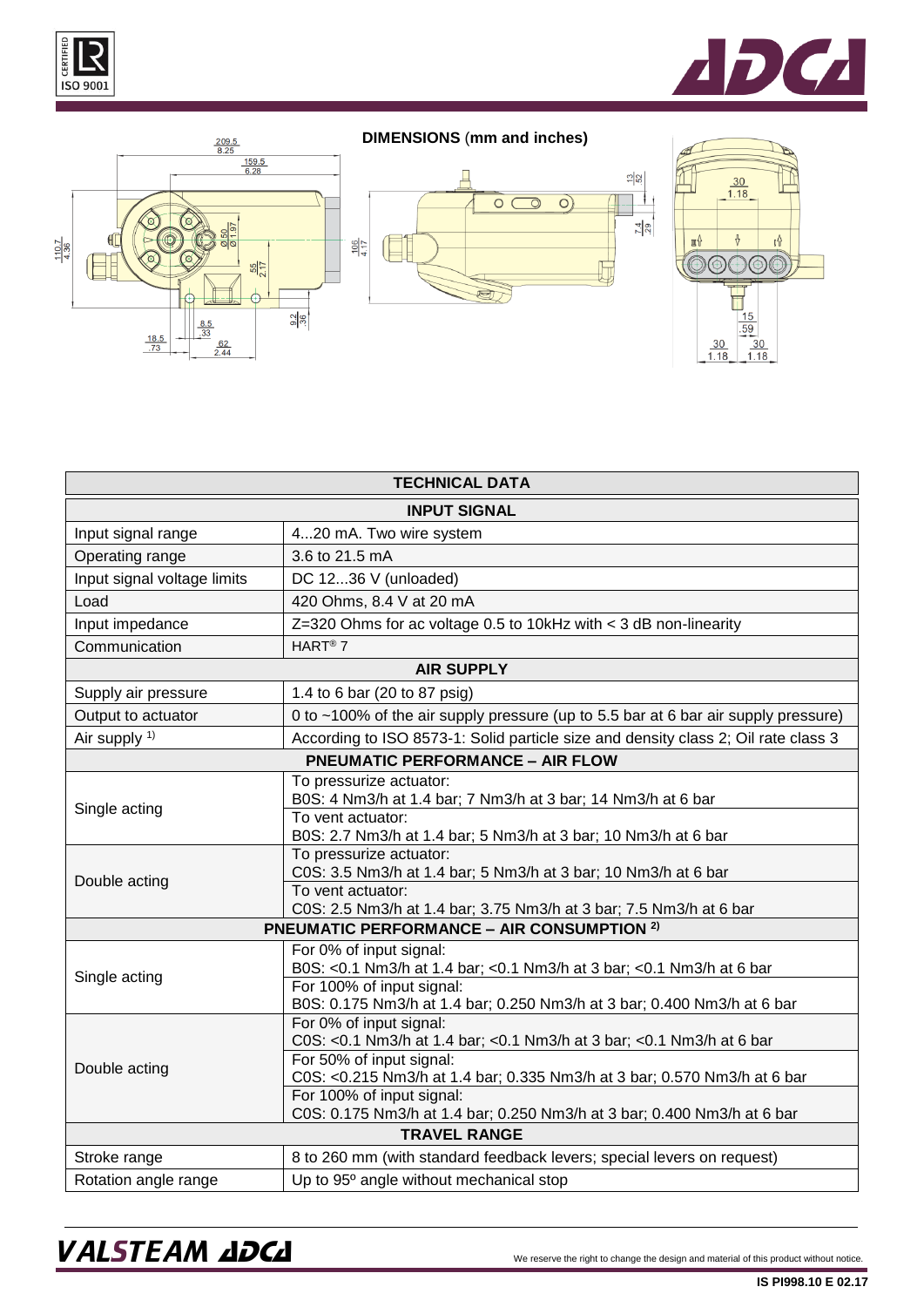## DIMENSIONS (mm and inches)

| TECHNICAL DATA | |
|---|---|
| **INPUT SIGNAL** | |
| Input signal range | 4...20 mA. Two wire system |
| Operating range | 3.6 to 21.5 mA |
| Input signal voltage limits | DC 12...36 V (unloaded) |
| Load | 420 Ohms, 8.4 V at 20 mA |
| Input impedance | Z=320 Ohms for ac voltage 0.5 to 10kHz with < 3 dB non-linearity |
| Communication | HART® 7 |
| **AIR SUPPLY** | |
| Supply air pressure | 1.4 to 6 bar (20 to 87 psig) |
| Output to actuator | 0 to ~100% of the air supply pressure (up to 5.5 bar at 6 bar air supply pressure) |
| Air supply [1)] | According to ISO 8573-1: Solid particle size and density class 2; Oil rate class 3 |
| **PNEUMATIC PERFORMANCE – AIR FLOW** | |
| Single acting | To pressurize actuator: B0S: 4 Nm3/h at 1.4 bar; 7 Nm3/h at 3 bar; 14 Nm3/h at 6 bar |
| | To vent actuator: B0S: 2.7 Nm3/h at 1.4 bar; 5 Nm3/h at 3 bar; 10 Nm3/h at 6 bar |
| Double acting | To pressurize actuator: C0S: 3.5 Nm3/h at 1.4 bar; 5 Nm3/h at 3 bar; 10 Nm3/h at 6 bar |
| | To vent actuator: C0S: 2.5 Nm3/h at 1.4 bar; 3.75 Nm3/h at 3 bar; 7.5 Nm3/h at 6 bar |
| **PNEUMATIC PERFORMANCE – AIR CONSUMPTION [2)]** | |
| Single acting | For 0% of input signal: B0S: <0.1 Nm3/h at 1.4 bar; <0.1 Nm3/h at 3 bar; <0.1 Nm3/h at 6 bar |
| | For 100% of input signal: B0S: 0.175 Nm3/h at 1.4 bar; 0.250 Nm3/h at 3 bar; 0.400 Nm3/h at 6 bar |
| Double acting | For 0% of input signal: C0S: <0.1 Nm3/h at 1.4 bar; <0.1 Nm3/h at 3 bar; <0.1 Nm3/h at 6 bar |
| | For 50% of input signal: C0S: <0.215 Nm3/h at 1.4 bar; 0.335 Nm3/h at 3 bar; 0.570 Nm3/h at 6 bar |
| | For 100% of input signal: C0S: 0.175 Nm3/h at 1.4 bar; 0.250 Nm3/h at 3 bar; 0.400 Nm3/h at 6 bar |
| **TRAVEL RANGE** | |
| Stroke range | 8 to 260 mm (with standard feedback levers; special levers on request) |
| Rotation angle range | Up to 95º angle without mechanical stop |

We reserve the right to change the design and material of this product without notice.

IS PI998.10 E 02.17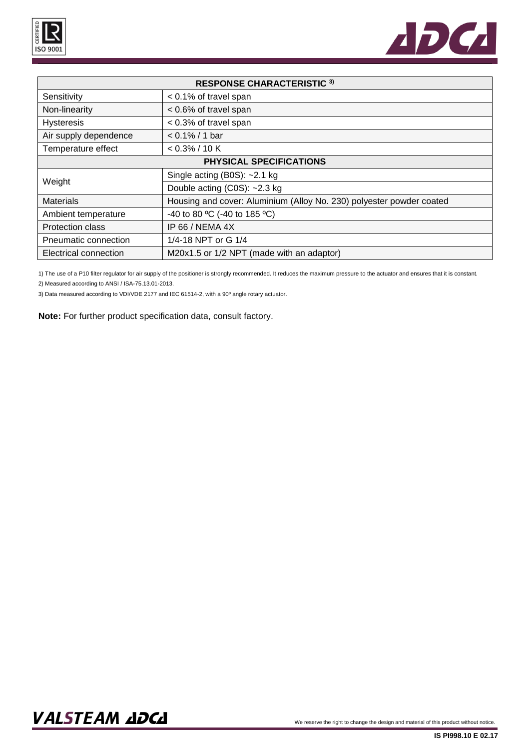| RESPONSE CHARACTERISTIC [3] | |
|---|---|
| Sensitivity | < 0.1% of travel span |
| Non-linearity | < 0.6% of travel span |
| Hysteresis | < 0.3% of travel span |
| Air supply dependence | < 0.1% / 1 bar |
| Temperature effect | < 0.3% / 10 K |
| **PHYSICAL SPECIFICATIONS** | |
| Weight | Single acting (B0S): ~2.1 kg |
| | Double acting (C0S): ~2.3 kg |
| Materials | Housing and cover: Aluminium (Alloy No. 230) polyester powder coated |
| Ambient temperature | -40 to 80 ºC (-40 to 185 ºC) |
| Protection class | IP 66 / NEMA 4X |
| Pneumatic connection | 1/4-18 NPT or G 1/4 |
| Electrical connection | M20x1.5 or 1/2 NPT (made with an adaptor) |

1) The use of a P10 filter regulator for air supply of the positioner is strongly recommended. It reduces the maximum pressure to the actuator and ensures that it is constant.

2) Measured according to ANSI / ISA-75.13.01-2013.

3) Data measured according to VDI/VDE 2177 and IEC 61514-2, with a 90º angle rotary actuator.

**Note:** For further product specification data, consult factory.

We reserve the right to change the design and material of this product without notice.

IS PI998.10 E 02.17